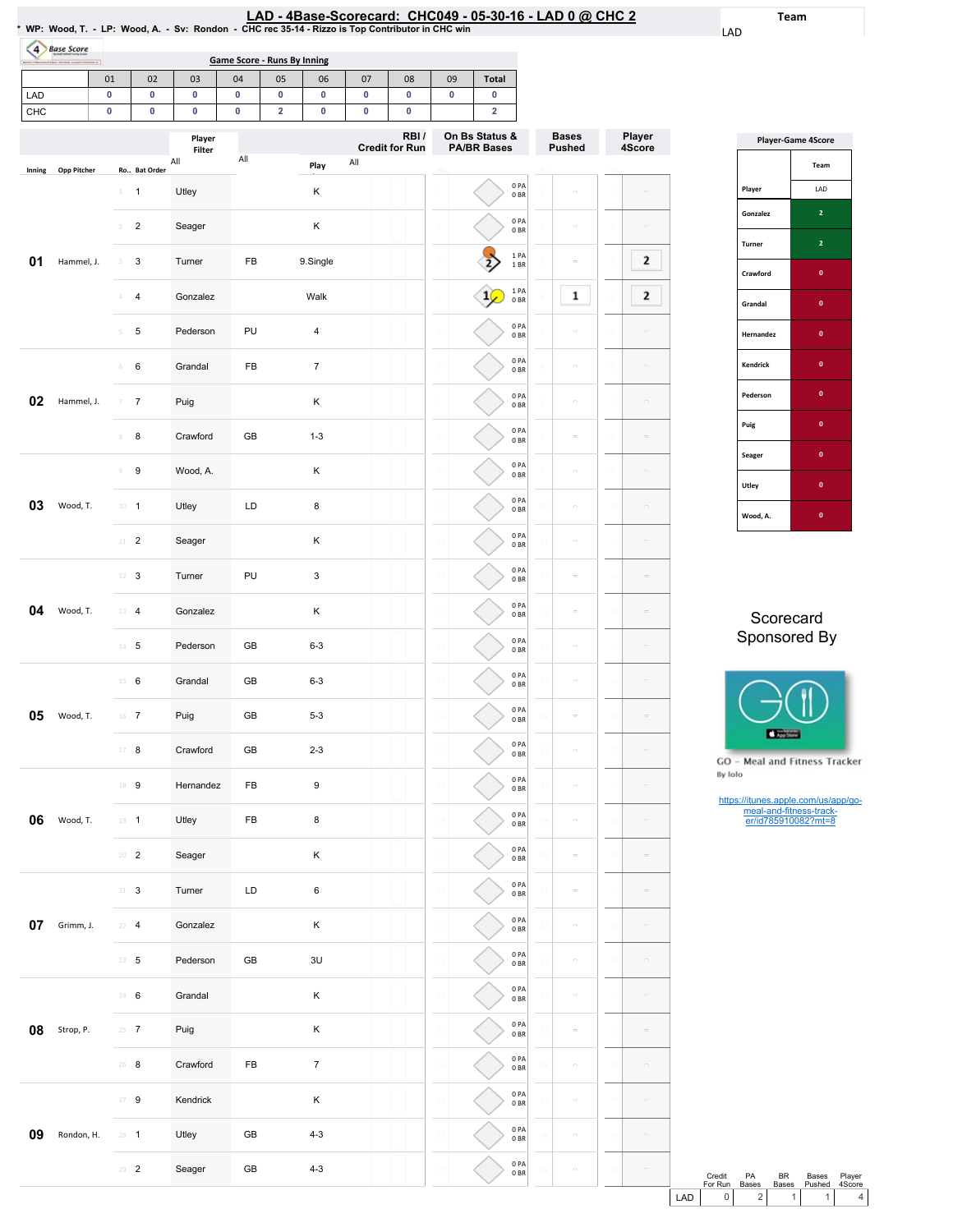# LAD - 4Base-Scorecard: CHC049 - 05-30-16 - LAD 0 @ CHC 2

* WP: Wood, T. - LP: Wood, A. - Sv: Rondon - CHC rec 35-14 - Rizzo is Top Contributor in CHC win

Team: LAD

**Game Score - Runs By Inning**

| | 01 | 02 | 03 | 04 | 05 | 06 | 07 | 08 | 09 | Total |
|---|---|---|---|---|---|---|---|---|---|---|
| LAD | 0 | 0 | 0 | 0 | 0 | 0 | 0 | 0 | 0 | 0 |
| CHC | 0 | 0 | 0 | 0 | 2 | 0 | 0 | 0 | | 2 |

| Inning | Opp Pitcher | Ro.. | Bat Order | Player | | Play | RBI / Credit for Run | On Bs Status & PA/BR Bases | Bases Pushed | Player 4Score |
|---|---|---|---|---|---|---|---|---|---|---|
| 01 | Hammel, J. | 1 | 1 | Utley | | K | | 0 PA 0 BR | | |
| | | 2 | 2 | Seager | | K | | 0 PA 0 BR | | |
| | | 3 | 3 | Turner | FB | 9.Single | | 2 — 1 PA 1 BR | | 2 |
| | | 4 | 4 | Gonzalez | | Walk | | 1 — 1 PA 0 BR | 1 | 2 |
| | | 5 | 5 | Pederson | PU | 4 | | 0 PA 0 BR | | |
| 02 | Hammel, J. | 6 | 6 | Grandal | FB | 7 | | 0 PA 0 BR | | |
| | | 7 | 7 | Puig | | K | | 0 PA 0 BR | | |
| | | 8 | 8 | Crawford | GB | 1-3 | | 0 PA 0 BR | | |
| 03 | Wood, T. | 9 | 9 | Wood, A. | | K | | 0 PA 0 BR | | |
| | | 10 | 1 | Utley | LD | 8 | | 0 PA 0 BR | | |
| | | 11 | 2 | Seager | | K | | 0 PA 0 BR | | |
| 04 | Wood, T. | 12 | 3 | Turner | PU | 3 | | 0 PA 0 BR | | |
| | | 13 | 4 | Gonzalez | | K | | 0 PA 0 BR | | |
| | | 14 | 5 | Pederson | GB | 6-3 | | 0 PA 0 BR | | |
| 05 | Wood, T. | 15 | 6 | Grandal | GB | 6-3 | | 0 PA 0 BR | | |
| | | 16 | 7 | Puig | GB | 5-3 | | 0 PA 0 BR | | |
| | | 17 | 8 | Crawford | GB | 2-3 | | 0 PA 0 BR | | |
| 06 | Wood, T. | 18 | 9 | Hernandez | FB | 9 | | 0 PA 0 BR | | |
| | | 19 | 1 | Utley | FB | 8 | | 0 PA 0 BR | | |
| | | 20 | 2 | Seager | | K | | 0 PA 0 BR | | |
| 07 | Grimm, J. | 21 | 3 | Turner | LD | 6 | | 0 PA 0 BR | | |
| | | 22 | 4 | Gonzalez | | K | | 0 PA 0 BR | | |
| | | 23 | 5 | Pederson | GB | 3U | | 0 PA 0 BR | | |
| 08 | Strop, P. | 24 | 6 | Grandal | | K | | 0 PA 0 BR | | |
| | | 25 | 7 | Puig | | K | | 0 PA 0 BR | | |
| | | 26 | 8 | Crawford | FB | 7 | | 0 PA 0 BR | | |
| 09 | Rondon, H. | 27 | 9 | Kendrick | | K | | 0 PA 0 BR | | |
| | | 28 | 1 | Utley | GB | 4-3 | | 0 PA 0 BR | | |
| | | 29 | 2 | Seager | GB | 4-3 | | 0 PA 0 BR | | |

**Player-Game 4Score**

| Player | Team LAD |
|---|---|
| Gonzalez | 2 |
| Turner | 2 |
| Crawford | 0 |
| Grandal | 0 |
| Hernandez | 0 |
| Kendrick | 0 |
| Pederson | 0 |
| Puig | 0 |
| Seager | 0 |
| Utley | 0 |
| Wood, A. | 0 |

Scorecard Sponsored By

GO - Meal and Fitness Tracker
By Iolo

https://itunes.apple.com/us/app/go-meal-and-fitness-track-er/id785910082?mt=8

| | Credit For Run | PA Bases | BR Bases | Bases Pushed | Player 4Score |
|---|---|---|---|---|---|
| LAD | 0 | 2 | 1 | 1 | 4 |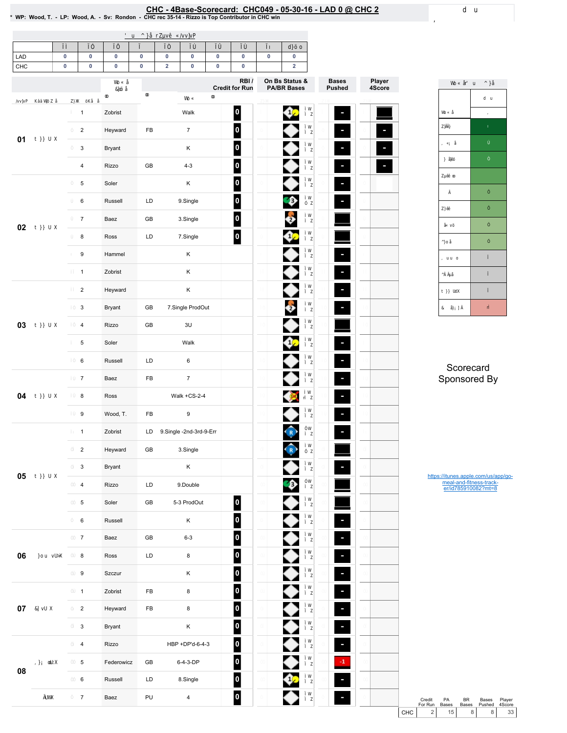# CHC - 4Base-Scorecard: CHC049 - 05-30-16 - LAD 0 @ CHC 2

\* WP: Wood, T. - LP: Wood, A. - Sv: Rondon - CHC rec 35-14 - Rizzo is Top Contributor in CHC win

| | 1 | 2 | 3 | 4 | 5 | 6 | 7 | 8 | 9 | Total |
|---|---|---|---|---|---|---|---|---|---|---|
| LAD | 0 | 0 | 0 | 0 | 0 | 0 | 0 | 0 | 0 | 0 |
| CHC | 0 | 0 | 0 | 0 | 2 | 0 | 0 | 0 | | 2 |

| Inning | # | Player | | Play | RBI / Credit for Run | On Bs Status & PA/BR Bases | Bases Pushed | Player 4Score |
|---|---|---|---|---|---|---|---|---|
| 01 | 1 | Zobrist | | Walk | 0 | 1 | - | |
| | 2 | Heyward | FB | 7 | 0 | | - | - |
| | 3 | Bryant | | K | 0 | | - | - |
| | 4 | Rizzo | GB | 4-3 | 0 | | - | - |
| 02 | 5 | Soler | | K | 0 | | - | |
| | 6 | Russell | LD | 9.Single | 0 | 3 | - | |
| | 7 | Baez | GB | 3.Single | 0 | 2 | | |
| | 8 | Ross | LD | 7.Single | 0 | 1 | | |
| | 9 | Hammel | | K | | | - | |
| 03 | 1 | Zobrist | | K | | | - | |
| | 2 | Heyward | | K | | | - | |
| | 3 | Bryant | GB | 7.Single ProdOut | | 2 | - | |
| | 4 | Rizzo | GB | 3U | | | | |
| | 5 | Soler | | Walk | | 1 | - | |
| | 6 | Russell | LD | 6 | | | - | |
| 04 | 7 | Baez | FB | 7 | | | - | |
| | 8 | Ross | | Walk +CS-2-4 | | | - | |
| | 9 | Wood, T. | FB | 9 | | | - | |
| 05 | 1 | Zobrist | LD | 9.Single -2nd-3rd-9-Err | | R | - | |
| | 2 | Heyward | GB | 3.Single | | R | | |
| | 3 | Bryant | | K | | | - | |
| | 4 | Rizzo | LD | 9.Double | | 3 | | |
| | 5 | Soler | GB | 5-3 ProdOut | 0 | | | |
| | 6 | Russell | | K | 0 | | - | |
| 06 | 7 | Baez | GB | 6-3 | 0 | | - | |
| | 8 | Ross | LD | 8 | 0 | | - | |
| | 9 | Szczur | | K | 0 | | - | |
| 07 | 1 | Zobrist | FB | 8 | 0 | | - | |
| | 2 | Heyward | FB | 8 | 0 | | - | |
| | 3 | Bryant | | K | 0 | | - | |
| 08 | 4 | Rizzo | | HBP +DP'd-6-4-3 | 0 | | - | |
| | 5 | Federowicz | GB | 6-4-3-DP | 0 | | -1 | |
| | 6 | Russell | LD | 8.Single | 0 | 1 | - | |
| | 7 | Baez | PU | 4 | 0 | | - | |

Scorecard Sponsored By

https://itunes.apple.com/us/app/go-meal-and-fitness-track-er/id785910082?mt=8

| | Credit For Run | PA Bases | BR Bases | Bases Pushed | Player 4Score |
|---|---|---|---|---|---|
| CHC | 2 | 15 | 8 | 8 | 33 |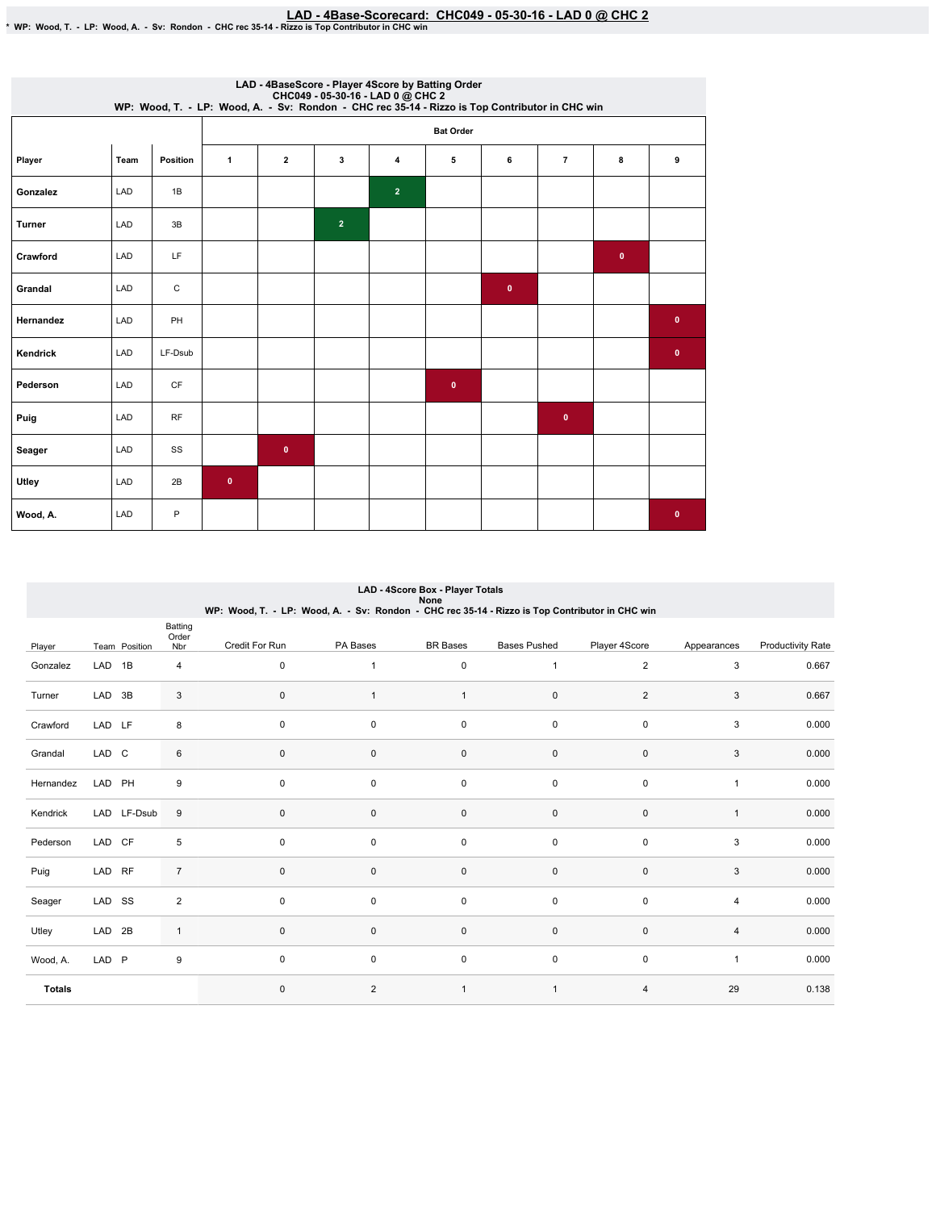# LAD - 4Base-Scorecard: CHC049 - 05-30-16 - LAD 0 @ CHC 2

* WP: Wood, T. - LP: Wood, A. - Sv: Rondon - CHC rec 35-14 - Rizzo is Top Contributor in CHC win

## LAD - 4BaseScore - Player 4Score by Batting Order

CHC049 - 05-30-16 - LAD 0 @ CHC 2

WP: Wood, T. - LP: Wood, A. - Sv: Rondon - CHC rec 35-14 - Rizzo is Top Contributor in CHC win

| Player | Team | Position | Bat Order 1 | 2 | 3 | 4 | 5 | 6 | 7 | 8 | 9 |
|---|---|---|---|---|---|---|---|---|---|---|---|
| Gonzalez | LAD | 1B | | | | 2 | | | | | |
| Turner | LAD | 3B | | | 2 | | | | | | |
| Crawford | LAD | LF | | | | | | | | 0 | |
| Grandal | LAD | C | | | | | | 0 | | | |
| Hernandez | LAD | PH | | | | | | | | | 0 |
| Kendrick | LAD | LF-Dsub | | | | | | | | | 0 |
| Pederson | LAD | CF | | | | | 0 | | | | |
| Puig | LAD | RF | | | | | | | 0 | | |
| Seager | LAD | SS | | 0 | | | | | | | |
| Utley | LAD | 2B | 0 | | | | | | | | |
| Wood, A. | LAD | P | | | | | | | | | 0 |

## LAD - 4Score Box - Player Totals

None

WP: Wood, T. - LP: Wood, A. - Sv: Rondon - CHC rec 35-14 - Rizzo is Top Contributor in CHC win

| Player | Team | Position | Batting Order Nbr | Credit For Run | PA Bases | BR Bases | Bases Pushed | Player 4Score | Appearances | Productivity Rate |
|---|---|---|---|---|---|---|---|---|---|---|
| Gonzalez | LAD | 1B | 4 | 0 | 1 | 0 | 1 | 2 | 3 | 0.667 |
| Turner | LAD | 3B | 3 | 0 | 1 | 1 | 0 | 2 | 3 | 0.667 |
| Crawford | LAD | LF | 8 | 0 | 0 | 0 | 0 | 0 | 3 | 0.000 |
| Grandal | LAD | C | 6 | 0 | 0 | 0 | 0 | 0 | 3 | 0.000 |
| Hernandez | LAD | PH | 9 | 0 | 0 | 0 | 0 | 0 | 1 | 0.000 |
| Kendrick | LAD | LF-Dsub | 9 | 0 | 0 | 0 | 0 | 0 | 1 | 0.000 |
| Pederson | LAD | CF | 5 | 0 | 0 | 0 | 0 | 0 | 3 | 0.000 |
| Puig | LAD | RF | 7 | 0 | 0 | 0 | 0 | 0 | 3 | 0.000 |
| Seager | LAD | SS | 2 | 0 | 0 | 0 | 0 | 0 | 4 | 0.000 |
| Utley | LAD | 2B | 1 | 0 | 0 | 0 | 0 | 0 | 4 | 0.000 |
| Wood, A. | LAD | P | 9 | 0 | 0 | 0 | 0 | 0 | 1 | 0.000 |
| **Totals** | | | | 0 | 2 | 1 | 1 | 4 | 29 | 0.138 |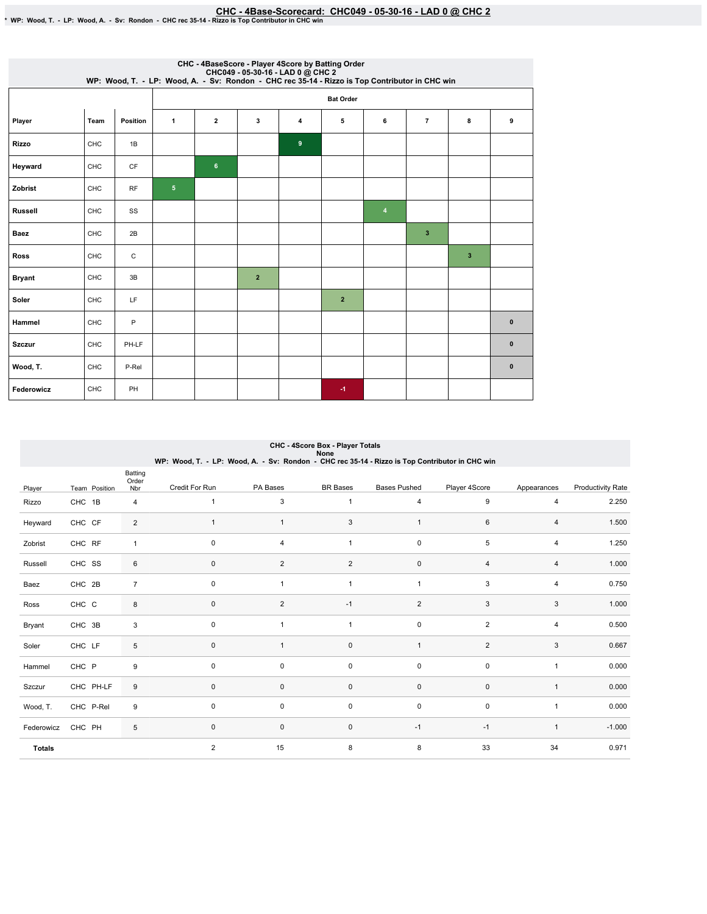# CHC - 4Base-Scorecard: CHC049 - 05-30-16 - LAD 0 @ CHC 2

* WP: Wood, T. - LP: Wood, A. - Sv: Rondon - CHC rec 35-14 - Rizzo is Top Contributor in CHC win

CHC - 4BaseScore - Player 4Score by Batting Order
CHC049 - 05-30-16 - LAD 0 @ CHC 2
WP: Wood, T. - LP: Wood, A. - Sv: Rondon - CHC rec 35-14 - Rizzo is Top Contributor in CHC win

| | | | Bat Order | | | | | | | | |
|---|---|---|---|---|---|---|---|---|---|---|---|
| Player | Team | Position | 1 | 2 | 3 | 4 | 5 | 6 | 7 | 8 | 9 |
| Rizzo | CHC | 1B | | | | 9 | | | | | |
| Heyward | CHC | CF | | 6 | | | | | | | |
| Zobrist | CHC | RF | 5 | | | | | | | | |
| Russell | CHC | SS | | | | | | 4 | | | |
| Baez | CHC | 2B | | | | | | | 3 | | |
| Ross | CHC | C | | | | | | | | 3 | |
| Bryant | CHC | 3B | | | 2 | | | | | | |
| Soler | CHC | LF | | | | | 2 | | | | |
| Hammel | CHC | P | | | | | | | | | 0 |
| Szczur | CHC | PH-LF | | | | | | | | | 0 |
| Wood, T. | CHC | P-Rel | | | | | | | | | 0 |
| Federowicz | CHC | PH | | | | | -1 | | | | |

CHC - 4Score Box - Player Totals
None
WP: Wood, T. - LP: Wood, A. - Sv: Rondon - CHC rec 35-14 - Rizzo is Top Contributor in CHC win

| Player | Team | Position | Batting Order Nbr | Credit For Run | PA Bases | BR Bases | Bases Pushed | Player 4Score | Appearances | Productivity Rate |
|---|---|---|---|---|---|---|---|---|---|---|
| Rizzo | CHC | 1B | 4 | 1 | 3 | 1 | 4 | 9 | 4 | 2.250 |
| Heyward | CHC | CF | 2 | 1 | 1 | 3 | 1 | 6 | 4 | 1.500 |
| Zobrist | CHC | RF | 1 | 0 | 4 | 1 | 0 | 5 | 4 | 1.250 |
| Russell | CHC | SS | 6 | 0 | 2 | 2 | 0 | 4 | 4 | 1.000 |
| Baez | CHC | 2B | 7 | 0 | 1 | 1 | 1 | 3 | 4 | 0.750 |
| Ross | CHC | C | 8 | 0 | 2 | -1 | 2 | 3 | 3 | 1.000 |
| Bryant | CHC | 3B | 3 | 0 | 1 | 1 | 0 | 2 | 4 | 0.500 |
| Soler | CHC | LF | 5 | 0 | 1 | 0 | 1 | 2 | 3 | 0.667 |
| Hammel | CHC | P | 9 | 0 | 0 | 0 | 0 | 0 | 1 | 0.000 |
| Szczur | CHC | PH-LF | 9 | 0 | 0 | 0 | 0 | 0 | 1 | 0.000 |
| Wood, T. | CHC | P-Rel | 9 | 0 | 0 | 0 | 0 | 0 | 1 | 0.000 |
| Federowicz | CHC | PH | 5 | 0 | 0 | 0 | -1 | -1 | 1 | -1.000 |
| **Totals** | | | | 2 | 15 | 8 | 8 | 33 | 34 | 0.971 |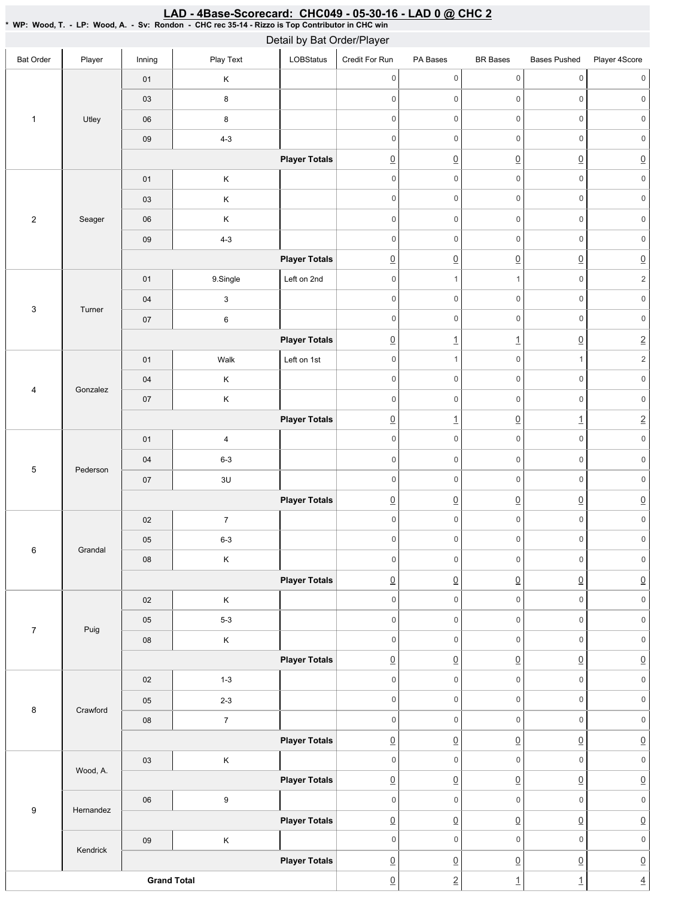# LAD - 4Base-Scorecard: CHC049 - 05-30-16 - LAD 0 @ CHC 2

* WP: Wood, T. - LP: Wood, A. - Sv: Rondon - CHC rec 35-14 - Rizzo is Top Contributor in CHC win

## Detail by Bat Order/Player

| Bat Order | Player | Inning | Play Text | LOBStatus | Credit For Run | PA Bases | BR Bases | Bases Pushed | Player 4Score |
|---|---|---|---|---|---|---|---|---|---|
| 1 | Utley | 01 | K | | 0 | 0 | 0 | 0 | 0 |
| | | 03 | 8 | | 0 | 0 | 0 | 0 | 0 |
| | | 06 | 8 | | 0 | 0 | 0 | 0 | 0 |
| | | 09 | 4-3 | | 0 | 0 | 0 | 0 | 0 |
| | | | | **Player Totals** | 0 | 0 | 0 | 0 | 0 |
| 2 | Seager | 01 | K | | 0 | 0 | 0 | 0 | 0 |
| | | 03 | K | | 0 | 0 | 0 | 0 | 0 |
| | | 06 | K | | 0 | 0 | 0 | 0 | 0 |
| | | 09 | 4-3 | | 0 | 0 | 0 | 0 | 0 |
| | | | | **Player Totals** | 0 | 0 | 0 | 0 | 0 |
| 3 | Turner | 01 | 9.Single | Left on 2nd | 0 | 1 | 1 | 0 | 2 |
| | | 04 | 3 | | 0 | 0 | 0 | 0 | 0 |
| | | 07 | 6 | | 0 | 0 | 0 | 0 | 0 |
| | | | | **Player Totals** | 0 | 1 | 1 | 0 | 2 |
| 4 | Gonzalez | 01 | Walk | Left on 1st | 0 | 1 | 0 | 1 | 2 |
| | | 04 | K | | 0 | 0 | 0 | 0 | 0 |
| | | 07 | K | | 0 | 0 | 0 | 0 | 0 |
| | | | | **Player Totals** | 0 | 1 | 0 | 1 | 2 |
| 5 | Pederson | 01 | 4 | | 0 | 0 | 0 | 0 | 0 |
| | | 04 | 6-3 | | 0 | 0 | 0 | 0 | 0 |
| | | 07 | 3U | | 0 | 0 | 0 | 0 | 0 |
| | | | | **Player Totals** | 0 | 0 | 0 | 0 | 0 |
| 6 | Grandal | 02 | 7 | | 0 | 0 | 0 | 0 | 0 |
| | | 05 | 6-3 | | 0 | 0 | 0 | 0 | 0 |
| | | 08 | K | | 0 | 0 | 0 | 0 | 0 |
| | | | | **Player Totals** | 0 | 0 | 0 | 0 | 0 |
| 7 | Puig | 02 | K | | 0 | 0 | 0 | 0 | 0 |
| | | 05 | 5-3 | | 0 | 0 | 0 | 0 | 0 |
| | | 08 | K | | 0 | 0 | 0 | 0 | 0 |
| | | | | **Player Totals** | 0 | 0 | 0 | 0 | 0 |
| 8 | Crawford | 02 | 1-3 | | 0 | 0 | 0 | 0 | 0 |
| | | 05 | 2-3 | | 0 | 0 | 0 | 0 | 0 |
| | | 08 | 7 | | 0 | 0 | 0 | 0 | 0 |
| | | | | **Player Totals** | 0 | 0 | 0 | 0 | 0 |
| 9 | Wood, A. | 03 | K | | 0 | 0 | 0 | 0 | 0 |
| | | | | **Player Totals** | 0 | 0 | 0 | 0 | 0 |
| | Hernandez | 06 | 9 | | 0 | 0 | 0 | 0 | 0 |
| | | | | **Player Totals** | 0 | 0 | 0 | 0 | 0 |
| | Kendrick | 09 | K | | 0 | 0 | 0 | 0 | 0 |
| | | | | **Player Totals** | 0 | 0 | 0 | 0 | 0 |
| **Grand Total** | | | | | 0 | 2 | 1 | 1 | 4 |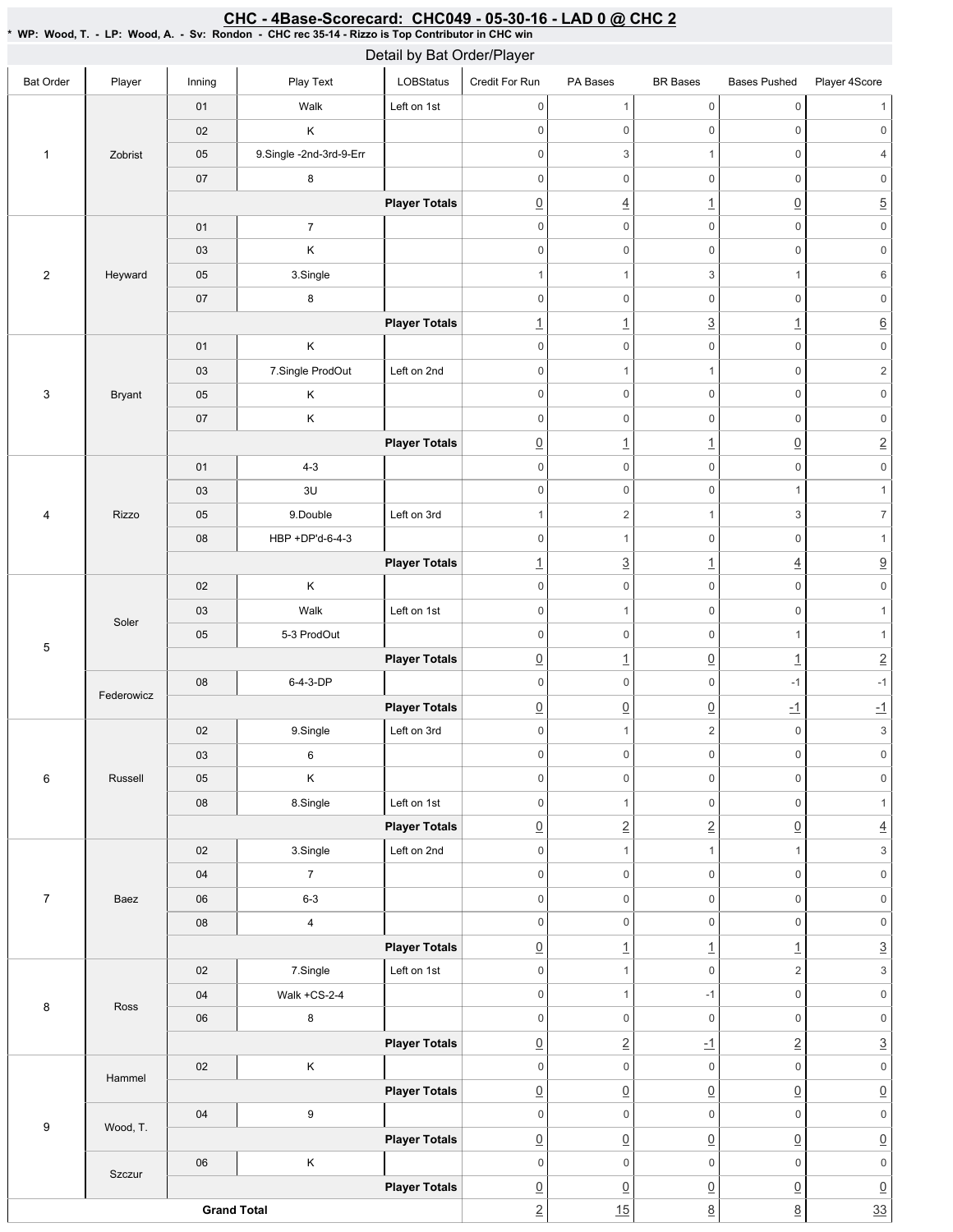## CHC - 4Base-Scorecard: CHC049 - 05-30-16 - LAD 0 @ CHC 2

* WP: Wood, T. - LP: Wood, A. - Sv: Rondon - CHC rec 35-14 - Rizzo is Top Contributor in CHC win

### Detail by Bat Order/Player

| Bat Order | Player | Inning | Play Text | LOBStatus | Credit For Run | PA Bases | BR Bases | Bases Pushed | Player 4Score |
|---|---|---|---|---|---|---|---|---|---|
| 1 | Zobrist | 01 | Walk | Left on 1st | 0 | 1 | 0 | 0 | 1 |
| | | 02 | K | | 0 | 0 | 0 | 0 | 0 |
| | | 05 | 9.Single -2nd-3rd-9-Err | | 0 | 3 | 1 | 0 | 4 |
| | | 07 | 8 | | 0 | 0 | 0 | 0 | 0 |
| | | | | **Player Totals** | 0 | 4 | 1 | 0 | 5 |
| 2 | Heyward | 01 | 7 | | 0 | 0 | 0 | 0 | 0 |
| | | 03 | K | | 0 | 0 | 0 | 0 | 0 |
| | | 05 | 3.Single | | 1 | 1 | 3 | 1 | 6 |
| | | 07 | 8 | | 0 | 0 | 0 | 0 | 0 |
| | | | | **Player Totals** | 1 | 1 | 3 | 1 | 6 |
| 3 | Bryant | 01 | K | | 0 | 0 | 0 | 0 | 0 |
| | | 03 | 7.Single ProdOut | Left on 2nd | 0 | 1 | 1 | 0 | 2 |
| | | 05 | K | | 0 | 0 | 0 | 0 | 0 |
| | | 07 | K | | 0 | 0 | 0 | 0 | 0 |
| | | | | **Player Totals** | 0 | 1 | 1 | 0 | 2 |
| 4 | Rizzo | 01 | 4-3 | | 0 | 0 | 0 | 0 | 0 |
| | | 03 | 3U | | 0 | 0 | 0 | 1 | 1 |
| | | 05 | 9.Double | Left on 3rd | 1 | 2 | 1 | 3 | 7 |
| | | 08 | HBP +DP'd-6-4-3 | | 0 | 1 | 0 | 0 | 1 |
| | | | | **Player Totals** | 1 | 3 | 1 | 4 | 9 |
| 5 | Soler | 02 | K | | 0 | 0 | 0 | 0 | 0 |
| | | 03 | Walk | Left on 1st | 0 | 1 | 0 | 0 | 1 |
| | | 05 | 5-3 ProdOut | | 0 | 0 | 0 | 1 | 1 |
| | | | | **Player Totals** | 0 | 1 | 0 | 1 | 2 |
| | Federowicz | 08 | 6-4-3-DP | | 0 | 0 | 0 | -1 | -1 |
| | | | | **Player Totals** | 0 | 0 | 0 | -1 | -1 |
| 6 | Russell | 02 | 9.Single | Left on 3rd | 0 | 1 | 2 | 0 | 3 |
| | | 03 | 6 | | 0 | 0 | 0 | 0 | 0 |
| | | 05 | K | | 0 | 0 | 0 | 0 | 0 |
| | | 08 | 8.Single | Left on 1st | 0 | 1 | 0 | 0 | 1 |
| | | | | **Player Totals** | 0 | 2 | 2 | 0 | 4 |
| 7 | Baez | 02 | 3.Single | Left on 2nd | 0 | 1 | 1 | 1 | 3 |
| | | 04 | 7 | | 0 | 0 | 0 | 0 | 0 |
| | | 06 | 6-3 | | 0 | 0 | 0 | 0 | 0 |
| | | 08 | 4 | | 0 | 0 | 0 | 0 | 0 |
| | | | | **Player Totals** | 0 | 1 | 1 | 1 | 3 |
| 8 | Ross | 02 | 7.Single | Left on 1st | 0 | 1 | 0 | 2 | 3 |
| | | 04 | Walk +CS-2-4 | | 0 | 1 | -1 | 0 | 0 |
| | | 06 | 8 | | 0 | 0 | 0 | 0 | 0 |
| | | | | **Player Totals** | 0 | 2 | -1 | 2 | 3 |
| 9 | Hammel | 02 | K | | 0 | 0 | 0 | 0 | 0 |
| | | | | **Player Totals** | 0 | 0 | 0 | 0 | 0 |
| | Wood, T. | 04 | 9 | | 0 | 0 | 0 | 0 | 0 |
| | | | | **Player Totals** | 0 | 0 | 0 | 0 | 0 |
| | Szczur | 06 | K | | 0 | 0 | 0 | 0 | 0 |
| | | | | **Player Totals** | 0 | 0 | 0 | 0 | 0 |
| **Grand Total** | | | | | 2 | 15 | 8 | 8 | 33 |